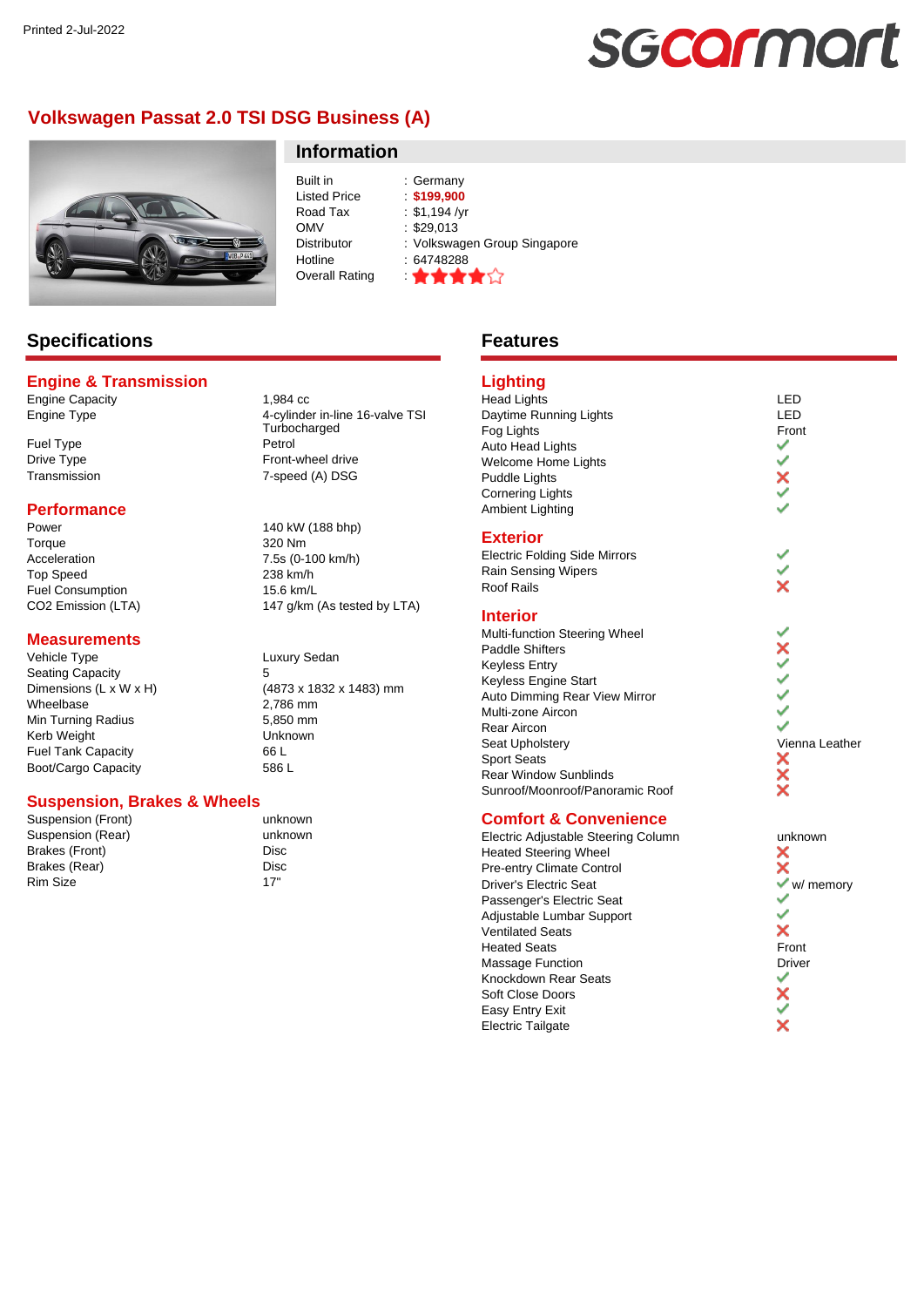# Volkswagen Passat 2.0 TSI DSG Business (A)

## Information

| | |
|---|---|
| Built in | : Germany |
| Listed Price | : **$199,900** |
| Road Tax | : $1,194 /yr |
| OMV | : $29,013 |
| Distributor | : Volkswagen Group Singapore |
| Hotline | : 64748288 |
| Overall Rating | : ★★★★☆ |

## Specifications

### Engine & Transmission

| | |
|---|---|
| Engine Capacity | 1,984 cc |
| Engine Type | 4-cylinder in-line 16-valve TSI Turbocharged |
| Fuel Type | Petrol |
| Drive Type | Front-wheel drive |
| Transmission | 7-speed (A) DSG |

### Performance

| | |
|---|---|
| Power | 140 kW (188 bhp) |
| Torque | 320 Nm |
| Acceleration | 7.5s (0-100 km/h) |
| Top Speed | 238 km/h |
| Fuel Consumption | 15.6 km/L |
| $CO_2$ Emission (LTA) | 147 g/km (As tested by LTA) |

### Measurements

| | |
|---|---|
| Vehicle Type | Luxury Sedan |
| Seating Capacity | 5 |
| Dimensions (L x W x H) | (4873 x 1832 x 1483) mm |
| Wheelbase | 2,786 mm |
| Min Turning Radius | 5,850 mm |
| Kerb Weight | Unknown |
| Fuel Tank Capacity | 66 L |
| Boot/Cargo Capacity | 586 L |

### Suspension, Brakes & Wheels

| | |
|---|---|
| Suspension (Front) | unknown |
| Suspension (Rear) | unknown |
| Brakes (Front) | Disc |
| Brakes (Rear) | Disc |
| Rim Size | 17" |

## Features

### Lighting

| | |
|---|---|
| Head Lights | LED |
| Daytime Running Lights | LED |
| Fog Lights | Front |
| Auto Head Lights | ✓ |
| Welcome Home Lights | ✓ |
| Puddle Lights | ✗ |
| Cornering Lights | ✓ |
| Ambient Lighting | ✓ |

### Exterior

| | |
|---|---|
| Electric Folding Side Mirrors | ✓ |
| Rain Sensing Wipers | ✓ |
| Roof Rails | ✗ |

### Interior

| | |
|---|---|
| Multi-function Steering Wheel | ✓ |
| Paddle Shifters | ✗ |
| Keyless Entry | ✓ |
| Keyless Engine Start | ✓ |
| Auto Dimming Rear View Mirror | ✓ |
| Multi-zone Aircon | ✓ |
| Rear Aircon | ✓ |
| Seat Upholstery | Vienna Leather |
| Sport Seats | ✗ |
| Rear Window Sunblinds | ✗ |
| Sunroof/Moonroof/Panoramic Roof | ✗ |

### Comfort & Convenience

| | |
|---|---|
| Electric Adjustable Steering Column | unknown |
| Heated Steering Wheel | ✗ |
| Pre-entry Climate Control | ✗ |
| Driver's Electric Seat | ✓ w/ memory |
| Passenger's Electric Seat | ✓ |
| Adjustable Lumbar Support | ✓ |
| Ventilated Seats | ✗ |
| Heated Seats | Front |
| Massage Function | Driver |
| Knockdown Rear Seats | ✓ |
| Soft Close Doors | ✗ |
| Easy Entry Exit | ✓ |
| Electric Tailgate | ✗ |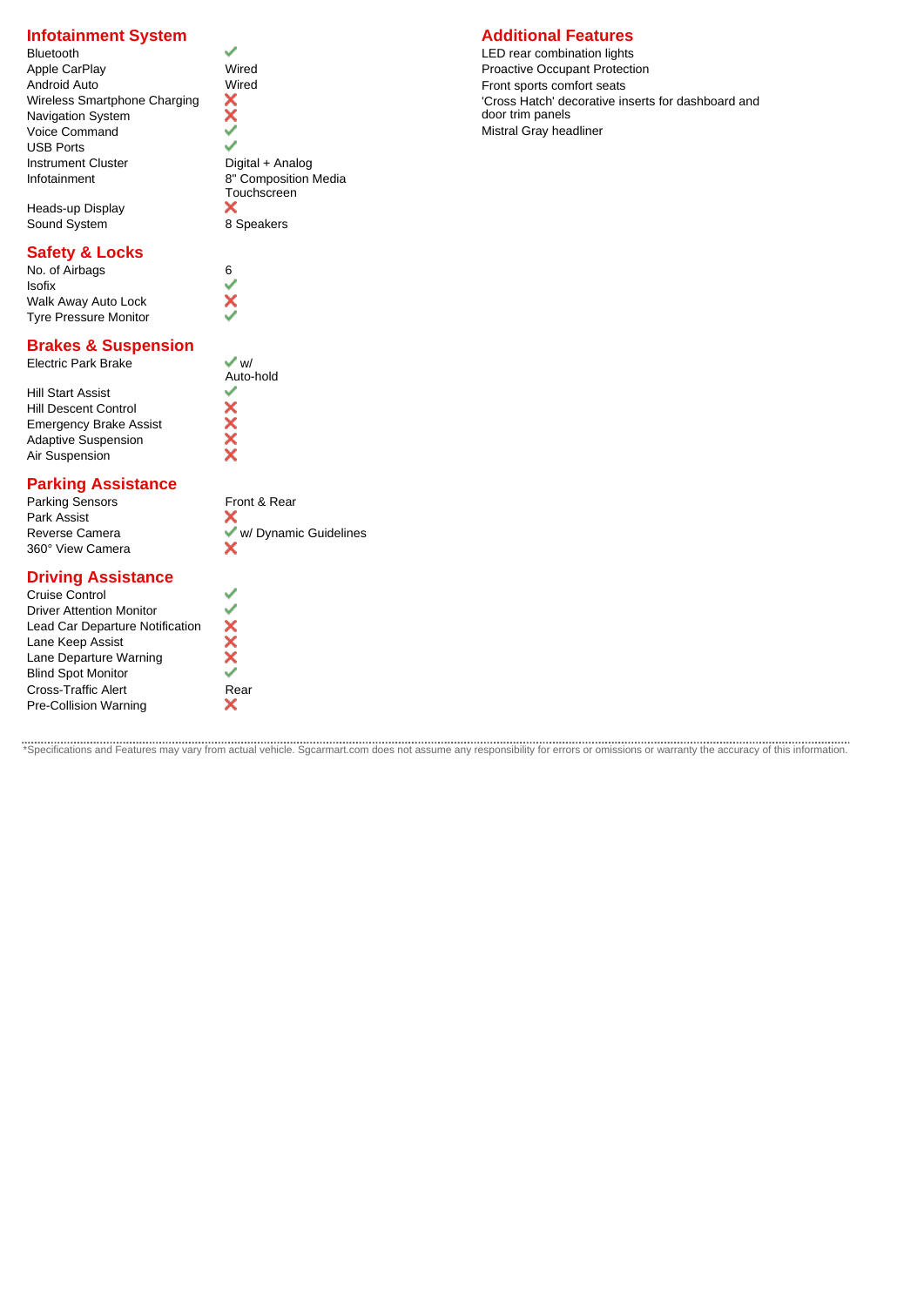## Infotainment System

| | |
|---|---|
| Bluetooth | ✔ |
| Apple CarPlay | Wired |
| Android Auto | Wired |
| Wireless Smartphone Charging | ✘ |
| Navigation System | ✘ |
| Voice Command | ✔ |
| USB Ports | ✔ |
| Instrument Cluster | Digital + Analog |
| Infotainment | 8" Composition Media Touchscreen |
| Heads-up Display | ✘ |
| Sound System | 8 Speakers |

## Safety & Locks

| | |
|---|---|
| No. of Airbags | 6 |
| Isofix | ✔ |
| Walk Away Auto Lock | ✘ |
| Tyre Pressure Monitor | ✔ |

## Brakes & Suspension

| | |
|---|---|
| Electric Park Brake | ✔ w/ Auto-hold |
| Hill Start Assist | ✔ |
| Hill Descent Control | ✘ |
| Emergency Brake Assist | ✘ |
| Adaptive Suspension | ✘ |
| Air Suspension | ✘ |

## Parking Assistance

| | |
|---|---|
| Parking Sensors | Front & Rear |
| Park Assist | ✘ |
| Reverse Camera | ✔ w/ Dynamic Guidelines |
| 360° View Camera | ✘ |

## Driving Assistance

| | |
|---|---|
| Cruise Control | ✔ |
| Driver Attention Monitor | ✔ |
| Lead Car Departure Notification | ✘ |
| Lane Keep Assist | ✘ |
| Lane Departure Warning | ✘ |
| Blind Spot Monitor | ✔ |
| Cross-Traffic Alert | Rear |
| Pre-Collision Warning | ✘ |

## Additional Features

- LED rear combination lights
- Proactive Occupant Protection
- Front sports comfort seats
- 'Cross Hatch' decorative inserts for dashboard and door trim panels
- Mistral Gray headliner

*Specifications and Features may vary from actual vehicle. Sgcarmart.com does not assume any responsibility for errors or omissions or warranty the accuracy of this information.